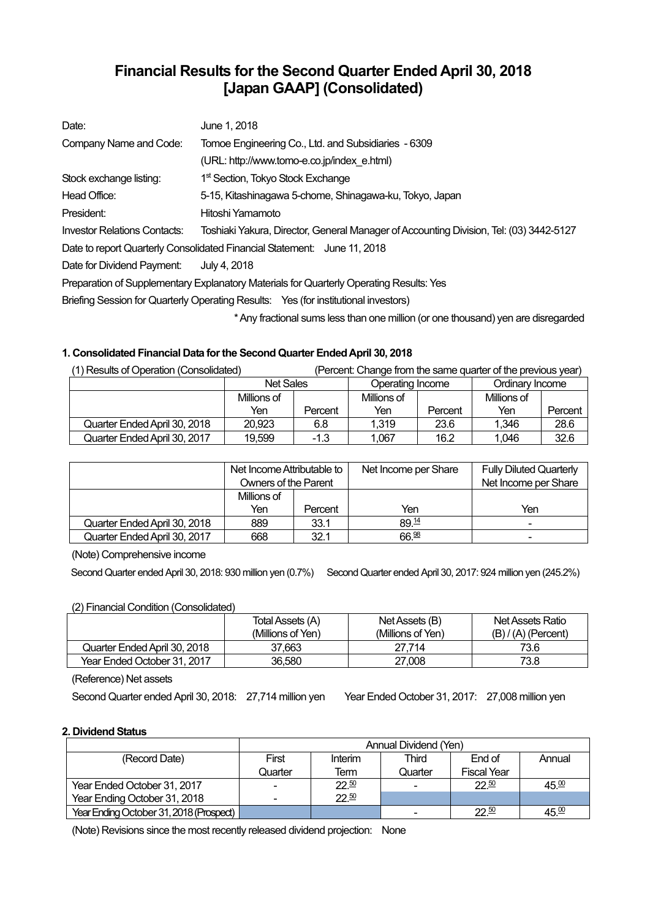# Financial Results for the Second Quarter Ended April 30, 2018 [Japan GAAP] (Consolidated)

| | |
|---|---|
| Date: | June 1, 2018 |
| Company Name and Code: | Tomoe Engineering Co., Ltd. and Subsidiaries - 6309 |
| | (URL: http://www.tomo-e.co.jp/index_e.html) |
| Stock exchange listing: | 1st Section, Tokyo Stock Exchange |
| Head Office: | 5-15, Kitashinagawa 5-chome, Shinagawa-ku, Tokyo, Japan |
| President: | Hitoshi Yamamoto |
| Investor Relations Contacts: | Toshiaki Yakura, Director, General Manager of Accounting Division, Tel: (03) 3442-5127 |

Date to report Quarterly Consolidated Financial Statement: June 11, 2018

Date for Dividend Payment: July 4, 2018

Preparation of Supplementary Explanatory Materials for Quarterly Operating Results: Yes

Briefing Session for Quarterly Operating Results: Yes (for institutional investors)

\* Any fractional sums less than one million (or one thousand) yen are disregarded

### 1. Consolidated Financial Data for the Second Quarter Ended April 30, 2018

(1) Results of Operation (Consolidated) (Percent: Change from the same quarter of the previous year)

| | Net Sales | | Operating Income | | Ordinary Income | |
|---|---|---|---|---|---|---|
| | Millions of Yen | Percent | Millions of Yen | Percent | Millions of Yen | Percent |
| Quarter Ended April 30, 2018 | 20,923 | 6.8 | 1,319 | 23.6 | 1,346 | 28.6 |
| Quarter Ended April 30, 2017 | 19,599 | -1.3 | 1,067 | 16.2 | 1,046 | 32.6 |

| | Net Income Attributable to Owners of the Parent | | Net Income per Share | Fully Diluted Quarterly Net Income per Share |
|---|---|---|---|---|
| | Millions of Yen | Percent | Yen | Yen |
| Quarter Ended April 30, 2018 | 889 | 33.1 | 89.14 | - |
| Quarter Ended April 30, 2017 | 668 | 32.1 | 66.98 | - |

(Note) Comprehensive income

Second Quarter ended April 30, 2018: 930 million yen (0.7%) Second Quarter ended April 30, 2017: 924 million yen (245.2%)

(2) Financial Condition (Consolidated)

| | Total Assets (A) (Millions of Yen) | Net Assets (B) (Millions of Yen) | Net Assets Ratio (B) / (A) (Percent) |
|---|---|---|---|
| Quarter Ended April 30, 2018 | 37,663 | 27,714 | 73.6 |
| Year Ended October 31, 2017 | 36,580 | 27,008 | 73.8 |

(Reference) Net assets

Second Quarter ended April 30, 2018: 27,714 million yen Year Ended October 31, 2017: 27,008 million yen

### 2. Dividend Status

| | Annual Dividend (Yen) | | | | |
|---|---|---|---|---|---|
| (Record Date) | First Quarter | Interim Term | Third Quarter | End of Fiscal Year | Annual |
| Year Ended October 31, 2017 | - | 22.50 | - | 22.50 | 45.00 |
| Year Ending October 31, 2018 | - | 22.50 | | | |
| Year Ending October 31, 2018 (Prospect) | | | - | 22.50 | 45.00 |

(Note) Revisions since the most recently released dividend projection: None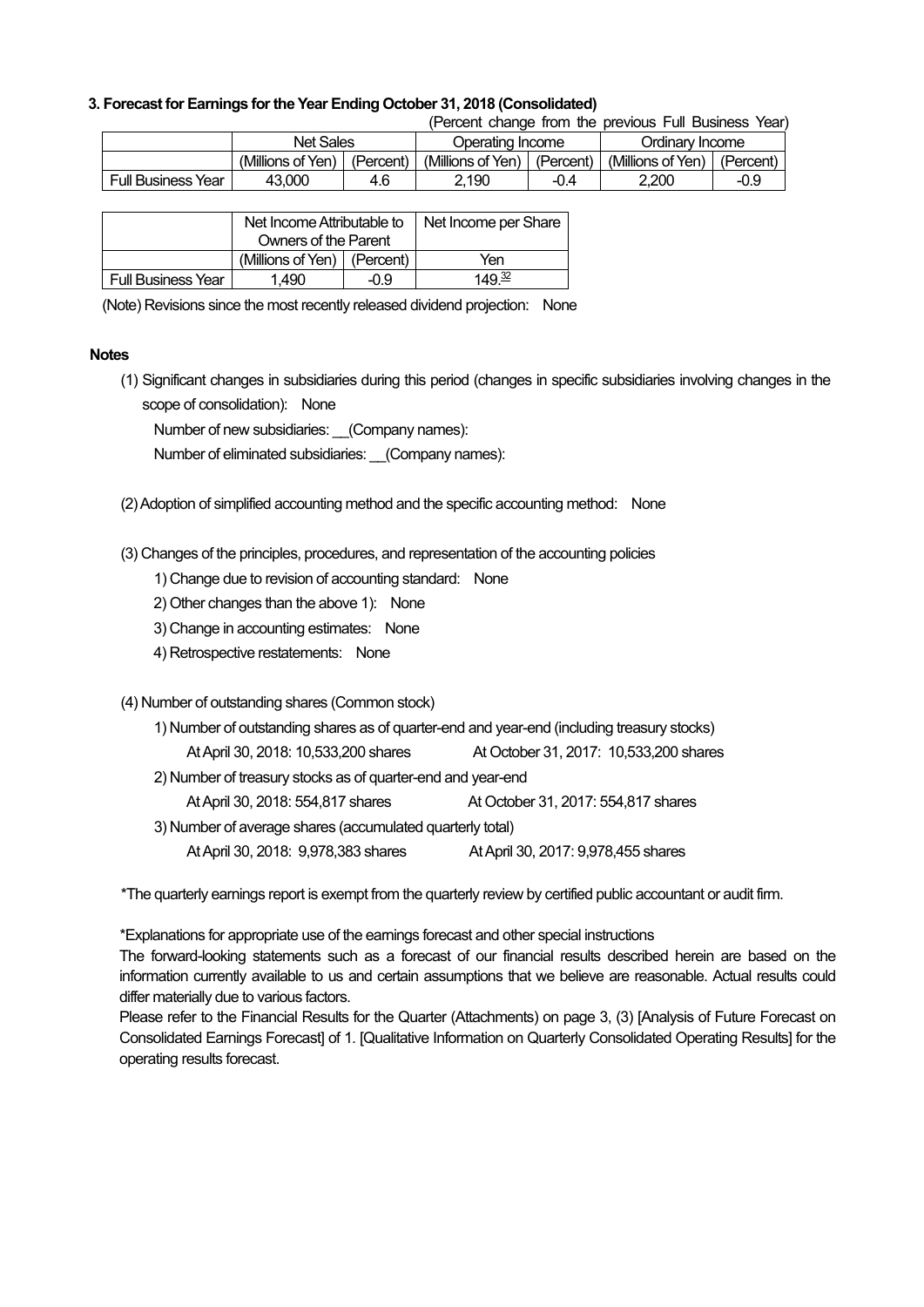### 3. Forecast for Earnings for the Year Ending October 31, 2018 (Consolidated)

(Percent change from the previous Full Business Year)

| | Net Sales | | Operating Income | | Ordinary Income | |
|---|---|---|---|---|---|---|
| | (Millions of Yen) | (Percent) | (Millions of Yen) | (Percent) | (Millions of Yen) | (Percent) |
| Full Business Year | 43,000 | 4.6 | 2,190 | -0.4 | 2,200 | -0.9 |

| | Net Income Attributable to Owners of the Parent | | Net Income per Share |
|---|---|---|---|
| | (Millions of Yen) | (Percent) | Yen |
| Full Business Year | 1,490 | -0.9 | 149.32 |

(Note) Revisions since the most recently released dividend projection: None

**Notes**

(1) Significant changes in subsidiaries during this period (changes in specific subsidiaries involving changes in the scope of consolidation): None

Number of new subsidiaries: __(Company names):

Number of eliminated subsidiaries: __(Company names):

(2) Adoption of simplified accounting method and the specific accounting method: None

(3) Changes of the principles, procedures, and representation of the accounting policies

1) Change due to revision of accounting standard: None

2) Other changes than the above 1): None

3) Change in accounting estimates: None

4) Retrospective restatements: None

(4) Number of outstanding shares (Common stock)

1) Number of outstanding shares as of quarter-end and year-end (including treasury stocks)

At April 30, 2018: 10,533,200 shares At October 31, 2017: 10,533,200 shares

2) Number of treasury stocks as of quarter-end and year-end

At April 30, 2018: 554,817 shares At October 31, 2017: 554,817 shares

3) Number of average shares (accumulated quarterly total)

At April 30, 2018: 9,978,383 shares At April 30, 2017: 9,978,455 shares

*The quarterly earnings report is exempt from the quarterly review by certified public accountant or audit firm.

*Explanations for appropriate use of the earnings forecast and other special instructions

The forward-looking statements such as a forecast of our financial results described herein are based on the information currently available to us and certain assumptions that we believe are reasonable. Actual results could differ materially due to various factors.

Please refer to the Financial Results for the Quarter (Attachments) on page 3, (3) [Analysis of Future Forecast on Consolidated Earnings Forecast] of 1. [Qualitative Information on Quarterly Consolidated Operating Results] for the operating results forecast.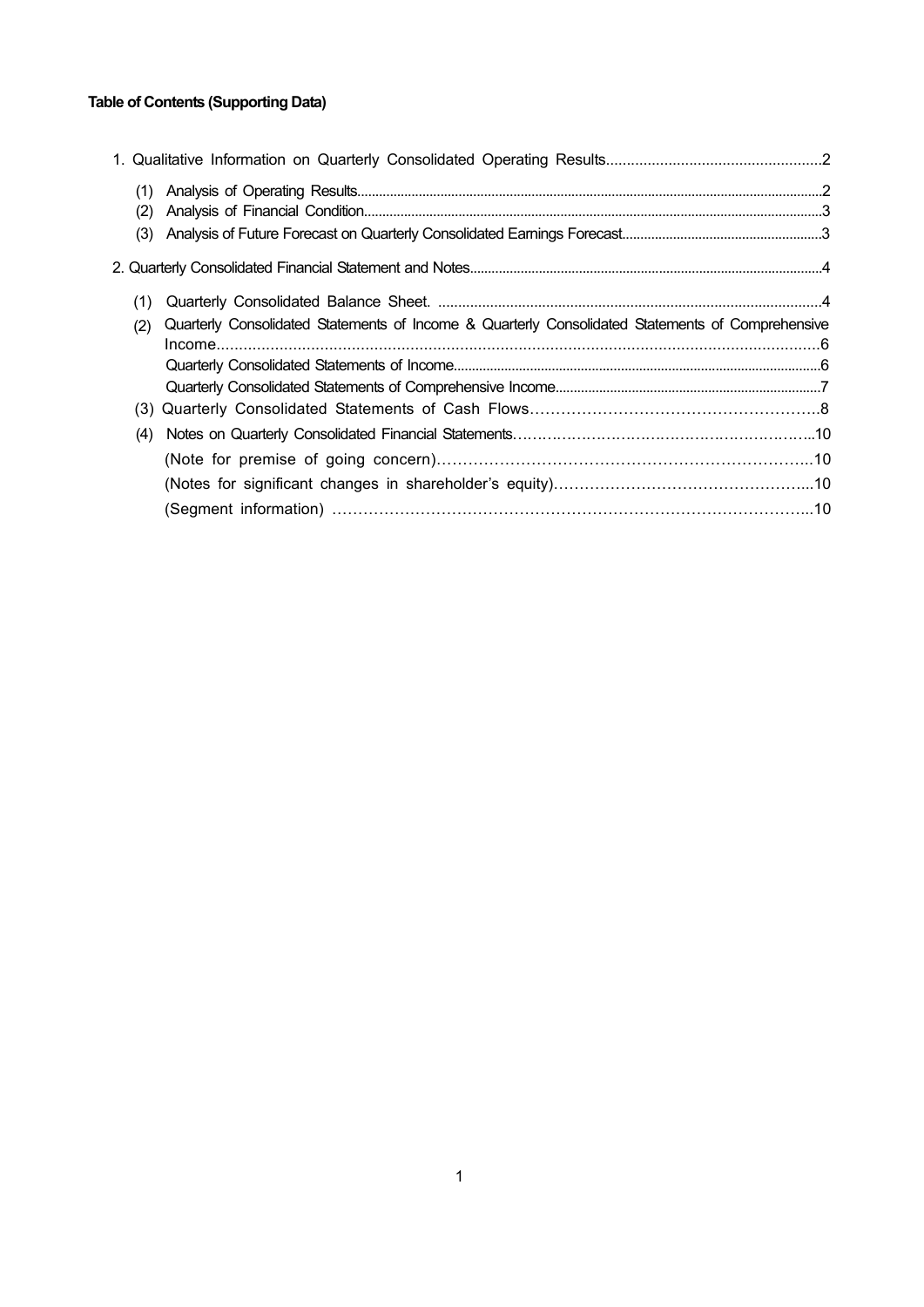**Table of Contents (Supporting Data)**

1. Qualitative Information on Quarterly Consolidated Operating Results....2
   - (1) Analysis of Operating Results....2
   - (2) Analysis of Financial Condition....3
   - (3) Analysis of Future Forecast on Quarterly Consolidated Earnings Forecast....3

2. Quarterly Consolidated Financial Statement and Notes....4
   - (1) Quarterly Consolidated Balance Sheet. ....4
   - (2) Quarterly Consolidated Statements of Income & Quarterly Consolidated Statements of Comprehensive Income....6
     - Quarterly Consolidated Statements of Income....6
     - Quarterly Consolidated Statements of Comprehensive Income....7
   - (3) Quarterly Consolidated Statements of Cash Flows....8
   - (4) Notes on Quarterly Consolidated Financial Statements....10
     - (Note for premise of going concern)....10
     - (Notes for significant changes in shareholder's equity)....10
     - (Segment information) ....10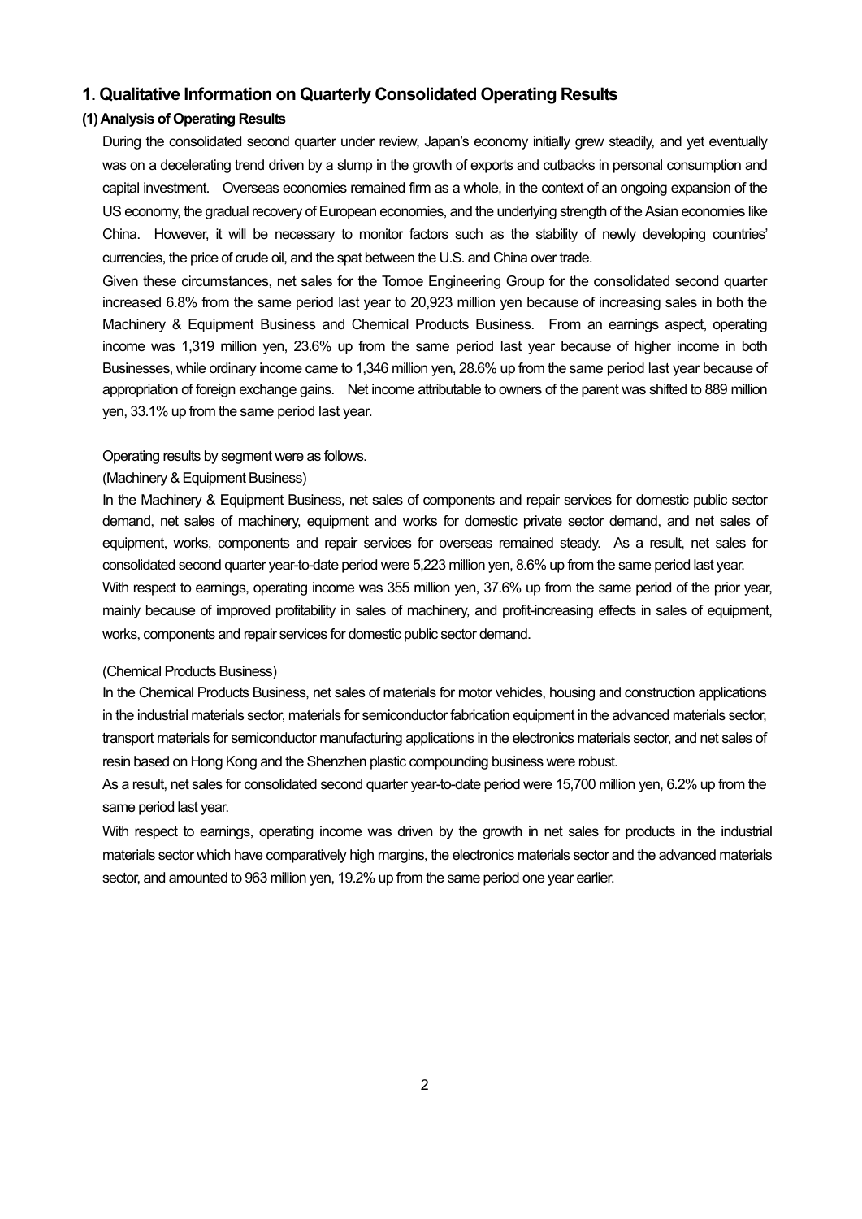## 1. Qualitative Information on Quarterly Consolidated Operating Results

### (1) Analysis of Operating Results

During the consolidated second quarter under review, Japan's economy initially grew steadily, and yet eventually was on a decelerating trend driven by a slump in the growth of exports and cutbacks in personal consumption and capital investment. Overseas economies remained firm as a whole, in the context of an ongoing expansion of the US economy, the gradual recovery of European economies, and the underlying strength of the Asian economies like China. However, it will be necessary to monitor factors such as the stability of newly developing countries' currencies, the price of crude oil, and the spat between the U.S. and China over trade.

Given these circumstances, net sales for the Tomoe Engineering Group for the consolidated second quarter increased 6.8% from the same period last year to 20,923 million yen because of increasing sales in both the Machinery & Equipment Business and Chemical Products Business. From an earnings aspect, operating income was 1,319 million yen, 23.6% up from the same period last year because of higher income in both Businesses, while ordinary income came to 1,346 million yen, 28.6% up from the same period last year because of appropriation of foreign exchange gains. Net income attributable to owners of the parent was shifted to 889 million yen, 33.1% up from the same period last year.

Operating results by segment were as follows.

(Machinery & Equipment Business)

In the Machinery & Equipment Business, net sales of components and repair services for domestic public sector demand, net sales of machinery, equipment and works for domestic private sector demand, and net sales of equipment, works, components and repair services for overseas remained steady. As a result, net sales for consolidated second quarter year-to-date period were 5,223 million yen, 8.6% up from the same period last year.

With respect to earnings, operating income was 355 million yen, 37.6% up from the same period of the prior year, mainly because of improved profitability in sales of machinery, and profit-increasing effects in sales of equipment, works, components and repair services for domestic public sector demand.

(Chemical Products Business)

In the Chemical Products Business, net sales of materials for motor vehicles, housing and construction applications in the industrial materials sector, materials for semiconductor fabrication equipment in the advanced materials sector, transport materials for semiconductor manufacturing applications in the electronics materials sector, and net sales of resin based on Hong Kong and the Shenzhen plastic compounding business were robust.

As a result, net sales for consolidated second quarter year-to-date period were 15,700 million yen, 6.2% up from the same period last year.

With respect to earnings, operating income was driven by the growth in net sales for products in the industrial materials sector which have comparatively high margins, the electronics materials sector and the advanced materials sector, and amounted to 963 million yen, 19.2% up from the same period one year earlier.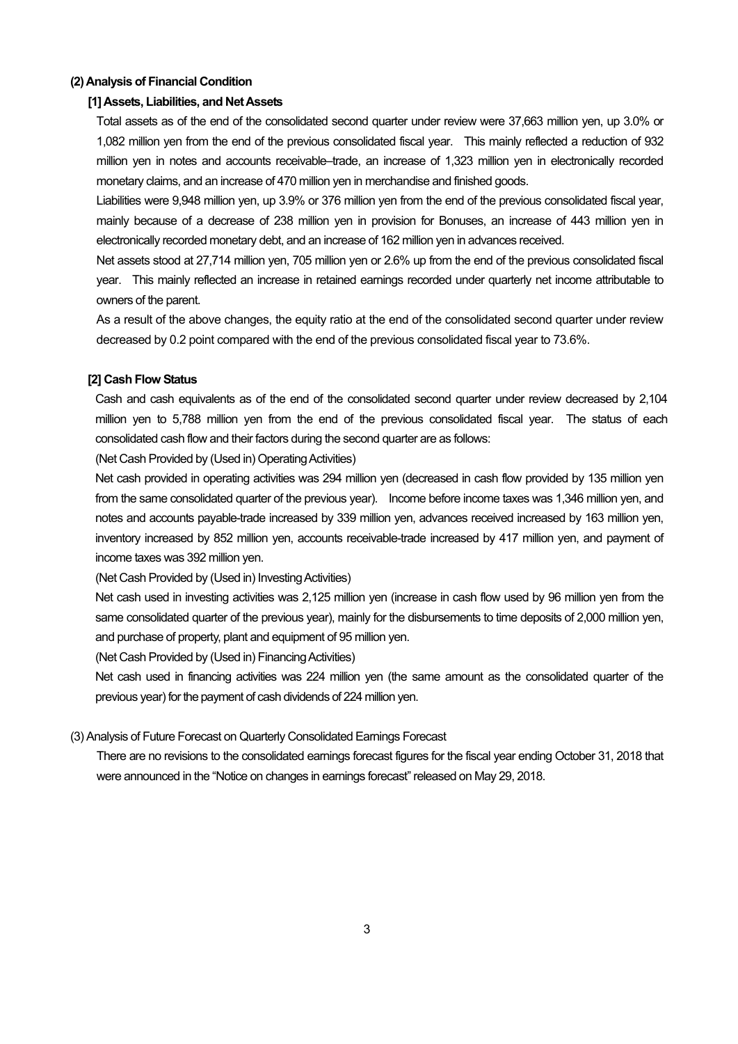**(2) Analysis of Financial Condition**

**[1] Assets, Liabilities, and Net Assets**

Total assets as of the end of the consolidated second quarter under review were 37,663 million yen, up 3.0% or 1,082 million yen from the end of the previous consolidated fiscal year. This mainly reflected a reduction of 932 million yen in notes and accounts receivable–trade, an increase of 1,323 million yen in electronically recorded monetary claims, and an increase of 470 million yen in merchandise and finished goods.

Liabilities were 9,948 million yen, up 3.9% or 376 million yen from the end of the previous consolidated fiscal year, mainly because of a decrease of 238 million yen in provision for Bonuses, an increase of 443 million yen in electronically recorded monetary debt, and an increase of 162 million yen in advances received.

Net assets stood at 27,714 million yen, 705 million yen or 2.6% up from the end of the previous consolidated fiscal year. This mainly reflected an increase in retained earnings recorded under quarterly net income attributable to owners of the parent.

As a result of the above changes, the equity ratio at the end of the consolidated second quarter under review decreased by 0.2 point compared with the end of the previous consolidated fiscal year to 73.6%.

**[2] Cash Flow Status**

Cash and cash equivalents as of the end of the consolidated second quarter under review decreased by 2,104 million yen to 5,788 million yen from the end of the previous consolidated fiscal year. The status of each consolidated cash flow and their factors during the second quarter are as follows:

(Net Cash Provided by (Used in) Operating Activities)

Net cash provided in operating activities was 294 million yen (decreased in cash flow provided by 135 million yen from the same consolidated quarter of the previous year). Income before income taxes was 1,346 million yen, and notes and accounts payable-trade increased by 339 million yen, advances received increased by 163 million yen, inventory increased by 852 million yen, accounts receivable-trade increased by 417 million yen, and payment of income taxes was 392 million yen.

(Net Cash Provided by (Used in) Investing Activities)

Net cash used in investing activities was 2,125 million yen (increase in cash flow used by 96 million yen from the same consolidated quarter of the previous year), mainly for the disbursements to time deposits of 2,000 million yen, and purchase of property, plant and equipment of 95 million yen.

(Net Cash Provided by (Used in) Financing Activities)

Net cash used in financing activities was 224 million yen (the same amount as the consolidated quarter of the previous year) for the payment of cash dividends of 224 million yen.

(3) Analysis of Future Forecast on Quarterly Consolidated Earnings Forecast

There are no revisions to the consolidated earnings forecast figures for the fiscal year ending October 31, 2018 that were announced in the "Notice on changes in earnings forecast" released on May 29, 2018.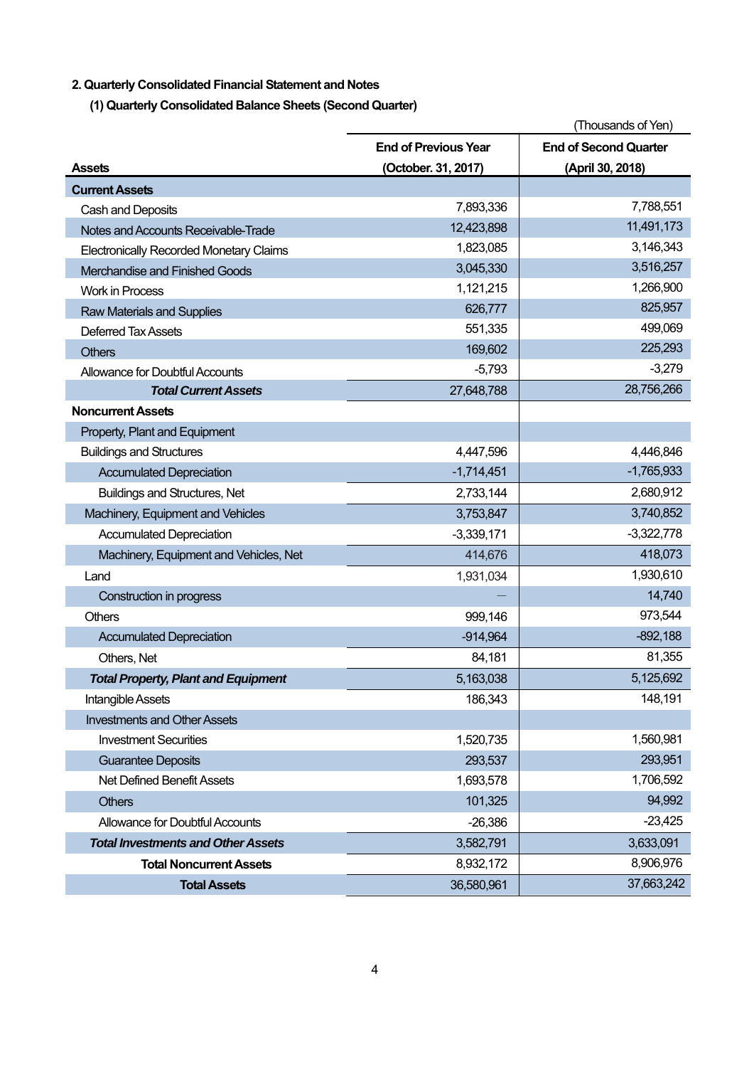## 2. Quarterly Consolidated Financial Statement and Notes

### (1) Quarterly Consolidated Balance Sheets (Second Quarter)

(Thousands of Yen)

| Assets | End of Previous Year (October. 31, 2017) | End of Second Quarter (April 30, 2018) |
|---|---|---|
| **Current Assets** | | |
| Cash and Deposits | 7,893,336 | 7,788,551 |
| Notes and Accounts Receivable-Trade | 12,423,898 | 11,491,173 |
| Electronically Recorded Monetary Claims | 1,823,085 | 3,146,343 |
| Merchandise and Finished Goods | 3,045,330 | 3,516,257 |
| Work in Process | 1,121,215 | 1,266,900 |
| Raw Materials and Supplies | 626,777 | 825,957 |
| Deferred Tax Assets | 551,335 | 499,069 |
| Others | 169,602 | 225,293 |
| Allowance for Doubtful Accounts | -5,793 | -3,279 |
| ***Total Current Assets*** | 27,648,788 | 28,756,266 |
| **Noncurrent Assets** | | |
| Property, Plant and Equipment | | |
| Buildings and Structures | 4,447,596 | 4,446,846 |
| Accumulated Depreciation | -1,714,451 | -1,765,933 |
| Buildings and Structures, Net | 2,733,144 | 2,680,912 |
| Machinery, Equipment and Vehicles | 3,753,847 | 3,740,852 |
| Accumulated Depreciation | -3,339,171 | -3,322,778 |
| Machinery, Equipment and Vehicles, Net | 414,676 | 418,073 |
| Land | 1,931,034 | 1,930,610 |
| Construction in progress | — | 14,740 |
| Others | 999,146 | 973,544 |
| Accumulated Depreciation | -914,964 | -892,188 |
| Others, Net | 84,181 | 81,355 |
| ***Total Property, Plant and Equipment*** | 5,163,038 | 5,125,692 |
| Intangible Assets | 186,343 | 148,191 |
| Investments and Other Assets | | |
| Investment Securities | 1,520,735 | 1,560,981 |
| Guarantee Deposits | 293,537 | 293,951 |
| Net Defined Benefit Assets | 1,693,578 | 1,706,592 |
| Others | 101,325 | 94,992 |
| Allowance for Doubtful Accounts | -26,386 | -23,425 |
| ***Total Investments and Other Assets*** | 3,582,791 | 3,633,091 |
| **Total Noncurrent Assets** | 8,932,172 | 8,906,976 |
| **Total Assets** | 36,580,961 | 37,663,242 |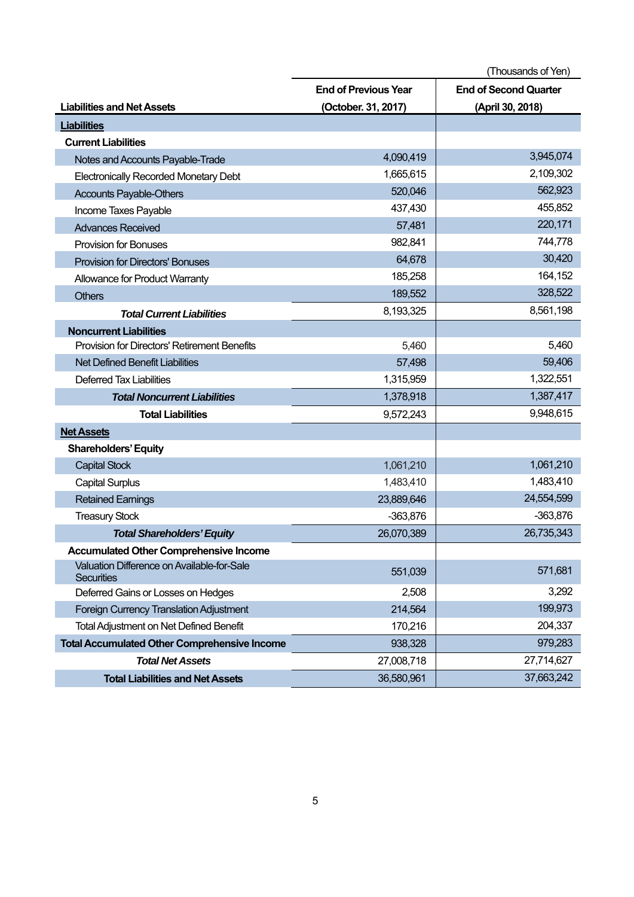(Thousands of Yen)

| Liabilities and Net Assets | End of Previous Year (October. 31, 2017) | End of Second Quarter (April 30, 2018) |
|---|---|---|
| **Liabilities** | | |
| **Current Liabilities** | | |
| Notes and Accounts Payable-Trade | 4,090,419 | 3,945,074 |
| Electronically Recorded Monetary Debt | 1,665,615 | 2,109,302 |
| Accounts Payable-Others | 520,046 | 562,923 |
| Income Taxes Payable | 437,430 | 455,852 |
| Advances Received | 57,481 | 220,171 |
| Provision for Bonuses | 982,841 | 744,778 |
| Provision for Directors' Bonuses | 64,678 | 30,420 |
| Allowance for Product Warranty | 185,258 | 164,152 |
| Others | 189,552 | 328,522 |
| ***Total Current Liabilities*** | 8,193,325 | 8,561,198 |
| **Noncurrent Liabilities** | | |
| Provision for Directors' Retirement Benefits | 5,460 | 5,460 |
| Net Defined Benefit Liabilities | 57,498 | 59,406 |
| Deferred Tax Liabilities | 1,315,959 | 1,322,551 |
| ***Total Noncurrent Liabilities*** | 1,378,918 | 1,387,417 |
| **Total Liabilities** | 9,572,243 | 9,948,615 |
| **Net Assets** | | |
| **Shareholders' Equity** | | |
| Capital Stock | 1,061,210 | 1,061,210 |
| Capital Surplus | 1,483,410 | 1,483,410 |
| Retained Earnings | 23,889,646 | 24,554,599 |
| Treasury Stock | -363,876 | -363,876 |
| ***Total Shareholders' Equity*** | 26,070,389 | 26,735,343 |
| **Accumulated Other Comprehensive Income** | | |
| Valuation Difference on Available-for-Sale Securities | 551,039 | 571,681 |
| Deferred Gains or Losses on Hedges | 2,508 | 3,292 |
| Foreign Currency Translation Adjustment | 214,564 | 199,973 |
| Total Adjustment on Net Defined Benefit | 170,216 | 204,337 |
| **Total Accumulated Other Comprehensive Income** | 938,328 | 979,283 |
| ***Total Net Assets*** | 27,008,718 | 27,714,627 |
| **Total Liabilities and Net Assets** | 36,580,961 | 37,663,242 |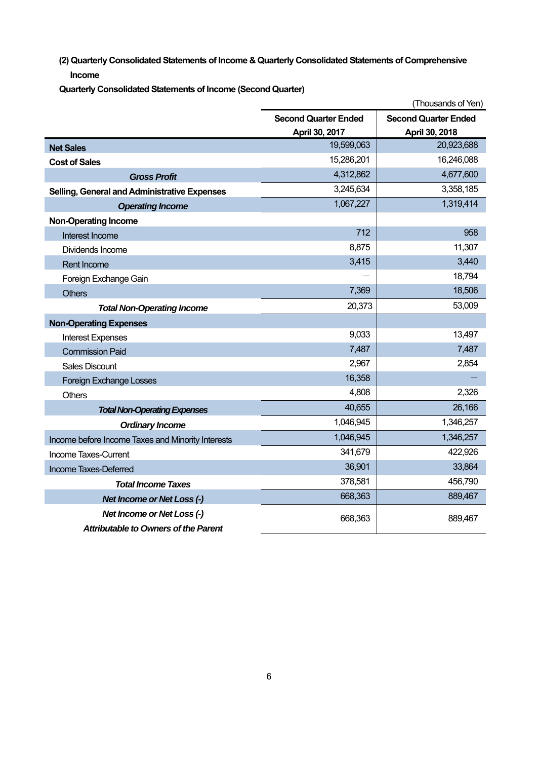### (2) Quarterly Consolidated Statements of Income & Quarterly Consolidated Statements of Comprehensive Income

**Quarterly Consolidated Statements of Income (Second Quarter)**

(Thousands of Yen)

| | Second Quarter Ended April 30, 2017 | Second Quarter Ended April 30, 2018 |
|---|---|---|
| **Net Sales** | 19,599,063 | 20,923,688 |
| **Cost of Sales** | 15,286,201 | 16,246,088 |
| ***Gross Profit*** | 4,312,862 | 4,677,600 |
| **Selling, General and Administrative Expenses** | 3,245,634 | 3,358,185 |
| ***Operating Income*** | 1,067,227 | 1,319,414 |
| **Non-Operating Income** | | |
| Interest Income | 712 | 958 |
| Dividends Income | 8,875 | 11,307 |
| Rent Income | 3,415 | 3,440 |
| Foreign Exchange Gain | — | 18,794 |
| Others | 7,369 | 18,506 |
| ***Total Non-Operating Income*** | 20,373 | 53,009 |
| **Non-Operating Expenses** | | |
| Interest Expenses | 9,033 | 13,497 |
| Commission Paid | 7,487 | 7,487 |
| Sales Discount | 2,967 | 2,854 |
| Foreign Exchange Losses | 16,358 | — |
| Others | 4,808 | 2,326 |
| ***Total Non-Operating Expenses*** | 40,655 | 26,166 |
| ***Ordinary Income*** | 1,046,945 | 1,346,257 |
| Income before Income Taxes and Minority Interests | 1,046,945 | 1,346,257 |
| Income Taxes-Current | 341,679 | 422,926 |
| Income Taxes-Deferred | 36,901 | 33,864 |
| ***Total Income Taxes*** | 378,581 | 456,790 |
| ***Net Income or Net Loss (-)*** | 668,363 | 889,467 |
| ***Net Income or Net Loss (-) Attributable to Owners of the Parent*** | 668,363 | 889,467 |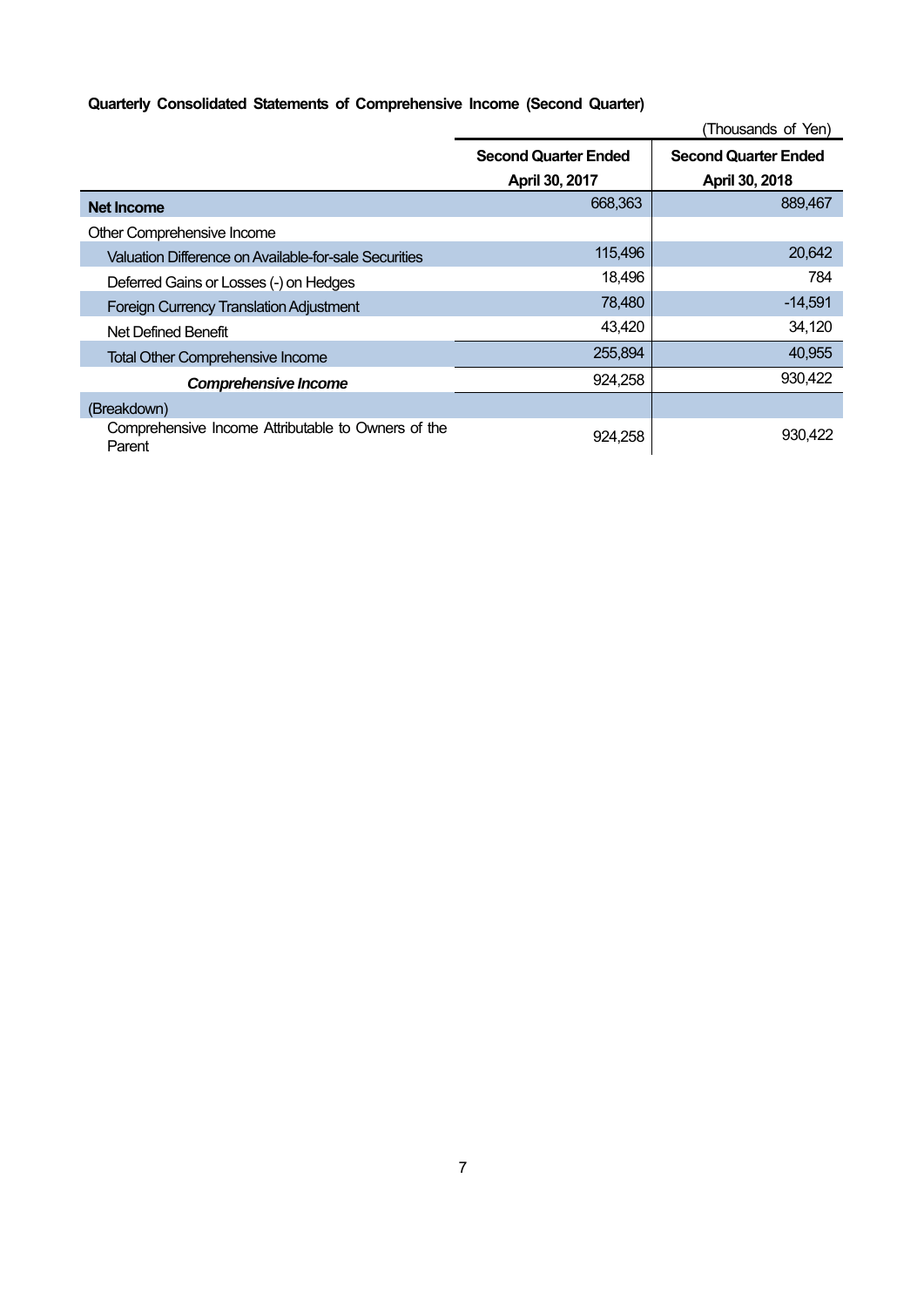**Quarterly Consolidated Statements of Comprehensive Income (Second Quarter)**

(Thousands of Yen)

| | Second Quarter Ended April 30, 2017 | Second Quarter Ended April 30, 2018 |
|---|---|---|
| **Net Income** | 668,363 | 889,467 |
| Other Comprehensive Income | | |
| Valuation Difference on Available-for-sale Securities | 115,496 | 20,642 |
| Deferred Gains or Losses (-) on Hedges | 18,496 | 784 |
| Foreign Currency Translation Adjustment | 78,480 | -14,591 |
| Net Defined Benefit | 43,420 | 34,120 |
| Total Other Comprehensive Income | 255,894 | 40,955 |
| ***Comprehensive Income*** | 924,258 | 930,422 |
| (Breakdown) | | |
| Comprehensive Income Attributable to Owners of the Parent | 924,258 | 930,422 |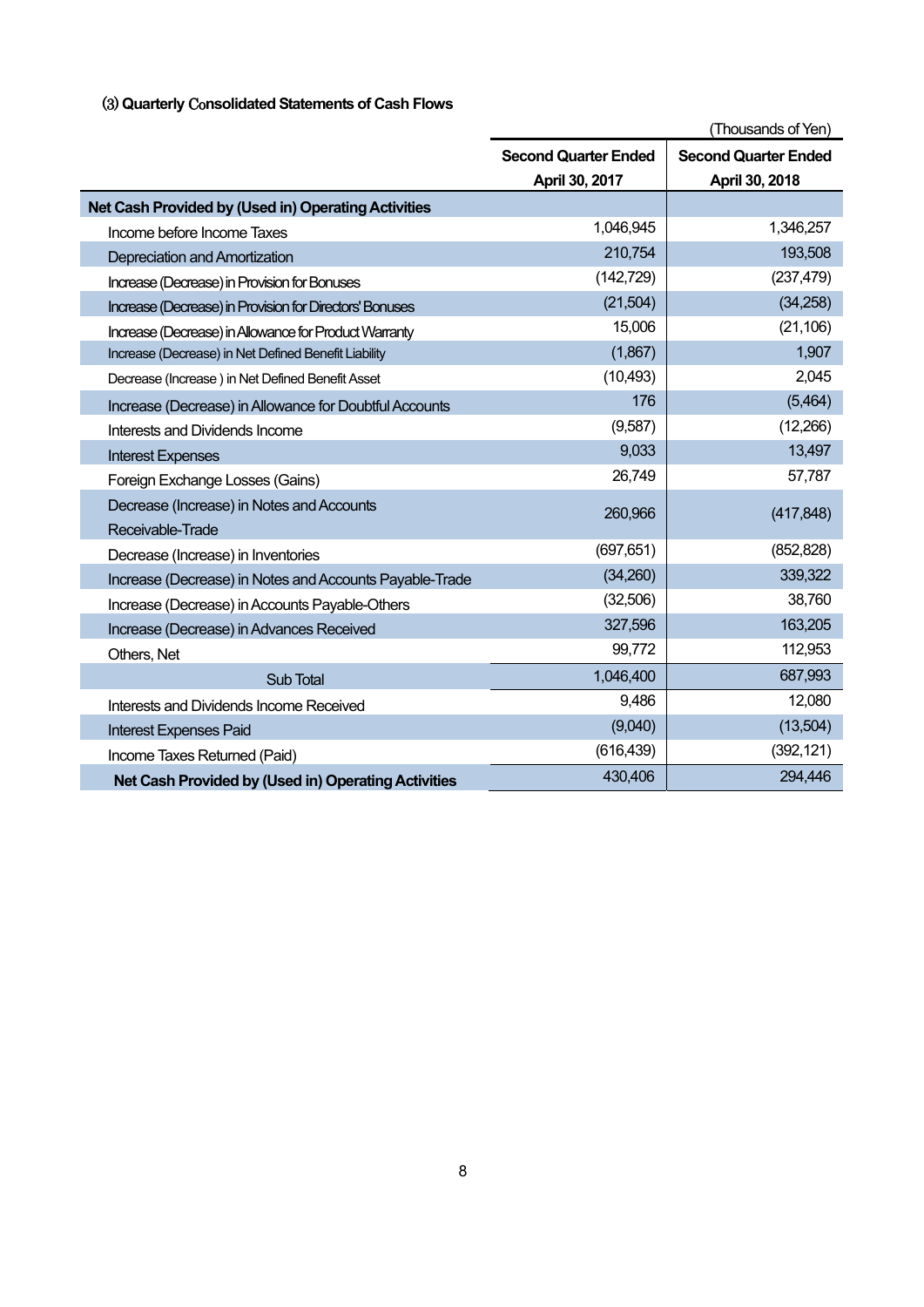### ⑶ Quarterly Consolidated Statements of Cash Flows

(Thousands of Yen)

| | Second Quarter Ended April 30, 2017 | Second Quarter Ended April 30, 2018 |
|---|---|---|
| **Net Cash Provided by (Used in) Operating Activities** | | |
| Income before Income Taxes | 1,046,945 | 1,346,257 |
| Depreciation and Amortization | 210,754 | 193,508 |
| Increase (Decrease) in Provision for Bonuses | (142,729) | (237,479) |
| Increase (Decrease) in Provision for Directors' Bonuses | (21,504) | (34,258) |
| Increase (Decrease) in Allowance for Product Warranty | 15,006 | (21,106) |
| Increase (Decrease) in Net Defined Benefit Liability | (1,867) | 1,907 |
| Decrease (Increase ) in Net Defined Benefit Asset | (10,493) | 2,045 |
| Increase (Decrease) in Allowance for Doubtful Accounts | 176 | (5,464) |
| Interests and Dividends Income | (9,587) | (12,266) |
| Interest Expenses | 9,033 | 13,497 |
| Foreign Exchange Losses (Gains) | 26,749 | 57,787 |
| Decrease (Increase) in Notes and Accounts Receivable-Trade | 260,966 | (417,848) |
| Decrease (Increase) in Inventories | (697,651) | (852,828) |
| Increase (Decrease) in Notes and Accounts Payable-Trade | (34,260) | 339,322 |
| Increase (Decrease) in Accounts Payable-Others | (32,506) | 38,760 |
| Increase (Decrease) in Advances Received | 327,596 | 163,205 |
| Others, Net | 99,772 | 112,953 |
| Sub Total | 1,046,400 | 687,993 |
| Interests and Dividends Income Received | 9,486 | 12,080 |
| Interest Expenses Paid | (9,040) | (13,504) |
| Income Taxes Returned (Paid) | (616,439) | (392,121) |
| **Net Cash Provided by (Used in) Operating Activities** | 430,406 | 294,446 |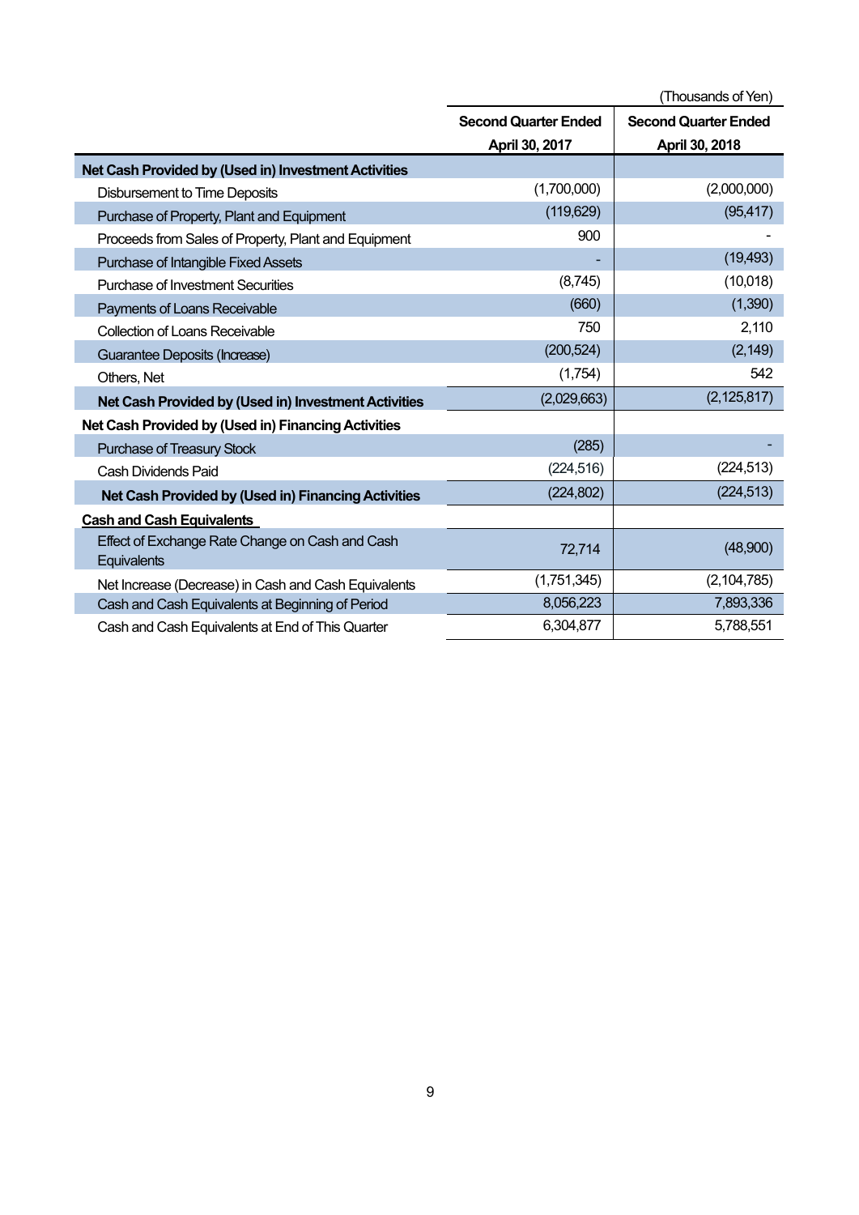(Thousands of Yen)

| | Second Quarter Ended April 30, 2017 | Second Quarter Ended April 30, 2018 |
|---|---|---|
| **Net Cash Provided by (Used in) Investment Activities** | | |
| Disbursement to Time Deposits | (1,700,000) | (2,000,000) |
| Purchase of Property, Plant and Equipment | (119,629) | (95,417) |
| Proceeds from Sales of Property, Plant and Equipment | 900 | - |
| Purchase of Intangible Fixed Assets | - | (19,493) |
| Purchase of Investment Securities | (8,745) | (10,018) |
| Payments of Loans Receivable | (660) | (1,390) |
| Collection of Loans Receivable | 750 | 2,110 |
| Guarantee Deposits (Increase) | (200,524) | (2,149) |
| Others, Net | (1,754) | 542 |
| **Net Cash Provided by (Used in) Investment Activities** | (2,029,663) | (2,125,817) |
| **Net Cash Provided by (Used in) Financing Activities** | | |
| Purchase of Treasury Stock | (285) | - |
| Cash Dividends Paid | (224,516) | (224,513) |
| **Net Cash Provided by (Used in) Financing Activities** | (224,802) | (224,513) |
| **Cash and Cash Equivalents** | | |
| Effect of Exchange Rate Change on Cash and Cash Equivalents | 72,714 | (48,900) |
| Net Increase (Decrease) in Cash and Cash Equivalents | (1,751,345) | (2,104,785) |
| Cash and Cash Equivalents at Beginning of Period | 8,056,223 | 7,893,336 |
| Cash and Cash Equivalents at End of This Quarter | 6,304,877 | 5,788,551 |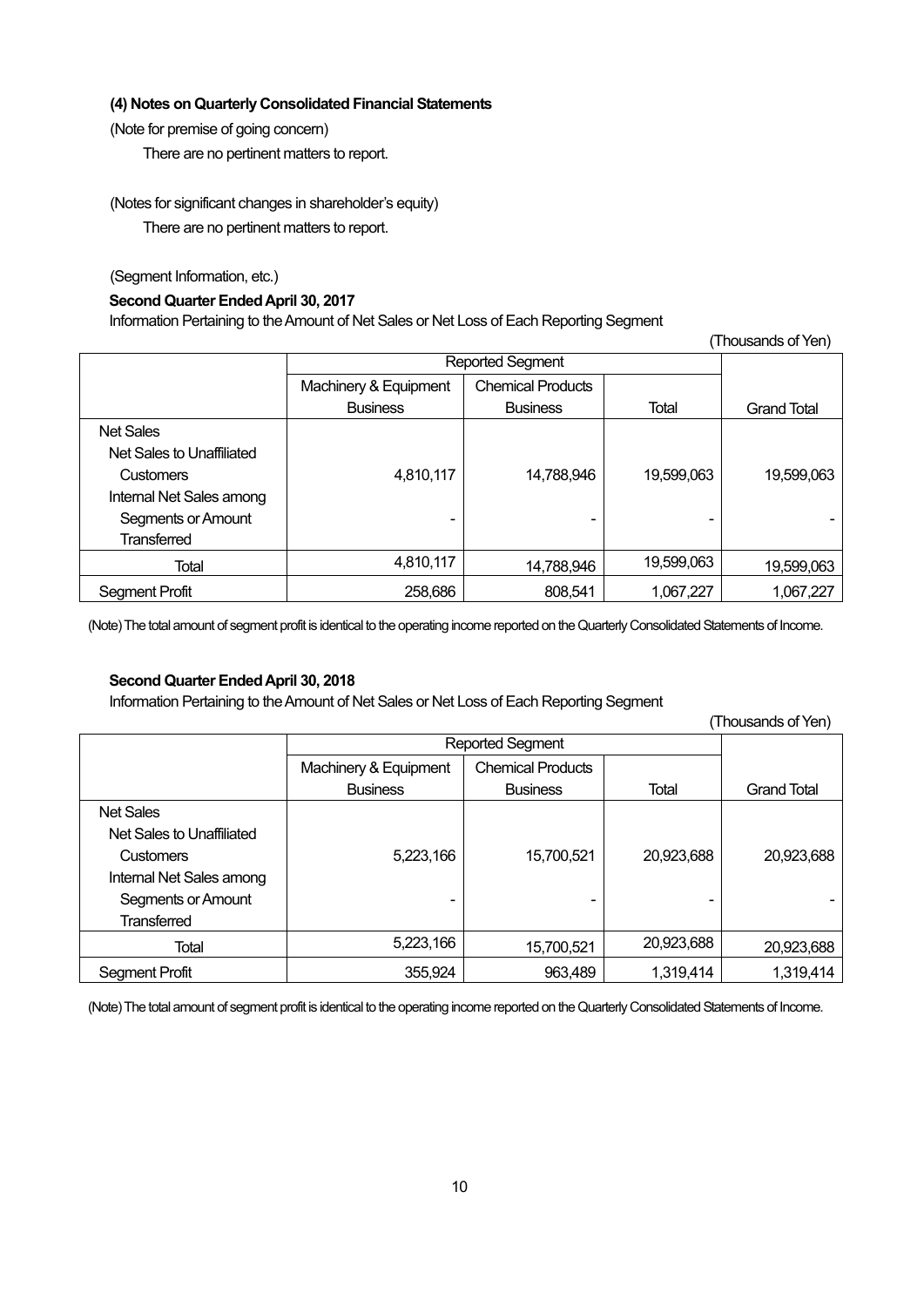### (4) Notes on Quarterly Consolidated Financial Statements

(Note for premise of going concern)

There are no pertinent matters to report.

(Notes for significant changes in shareholder's equity)

There are no pertinent matters to report.

(Segment Information, etc.)

**Second Quarter Ended April 30, 2017**

Information Pertaining to the Amount of Net Sales or Net Loss of Each Reporting Segment

(Thousands of Yen)

| | Reported Segment | | | |
|---|---|---|---|---|
| | Machinery & Equipment Business | Chemical Products Business | Total | Grand Total |
| Net Sales | | | | |
| Net Sales to Unaffiliated Customers | 4,810,117 | 14,788,946 | 19,599,063 | 19,599,063 |
| Internal Net Sales among Segments or Amount Transferred | - | - | - | - |
| Total | 4,810,117 | 14,788,946 | 19,599,063 | 19,599,063 |
| Segment Profit | 258,686 | 808,541 | 1,067,227 | 1,067,227 |

(Note) The total amount of segment profit is identical to the operating income reported on the Quarterly Consolidated Statements of Income.

**Second Quarter Ended April 30, 2018**

Information Pertaining to the Amount of Net Sales or Net Loss of Each Reporting Segment

(Thousands of Yen)

| | Reported Segment | | | |
|---|---|---|---|---|
| | Machinery & Equipment Business | Chemical Products Business | Total | Grand Total |
| Net Sales | | | | |
| Net Sales to Unaffiliated Customers | 5,223,166 | 15,700,521 | 20,923,688 | 20,923,688 |
| Internal Net Sales among Segments or Amount Transferred | - | - | - | - |
| Total | 5,223,166 | 15,700,521 | 20,923,688 | 20,923,688 |
| Segment Profit | 355,924 | 963,489 | 1,319,414 | 1,319,414 |

(Note) The total amount of segment profit is identical to the operating income reported on the Quarterly Consolidated Statements of Income.